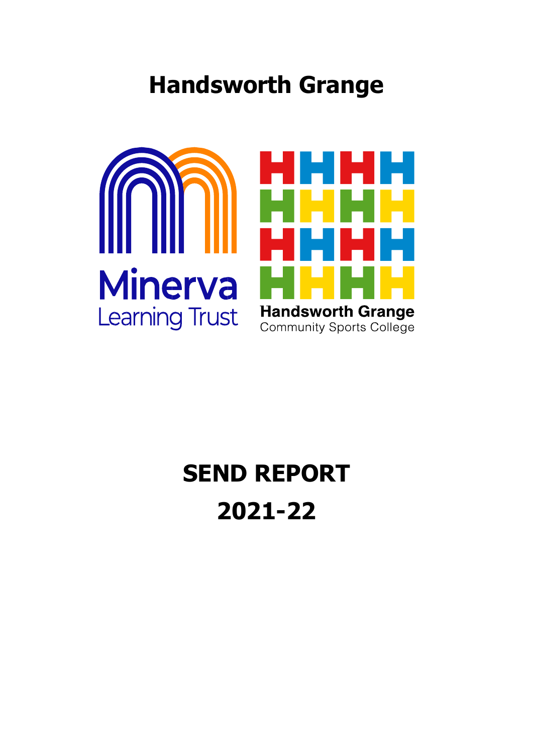# Handsworth Grange

Minerva
Learning Trust

Handsworth Grange
Community Sports College

# SEND REPORT
# 2021-22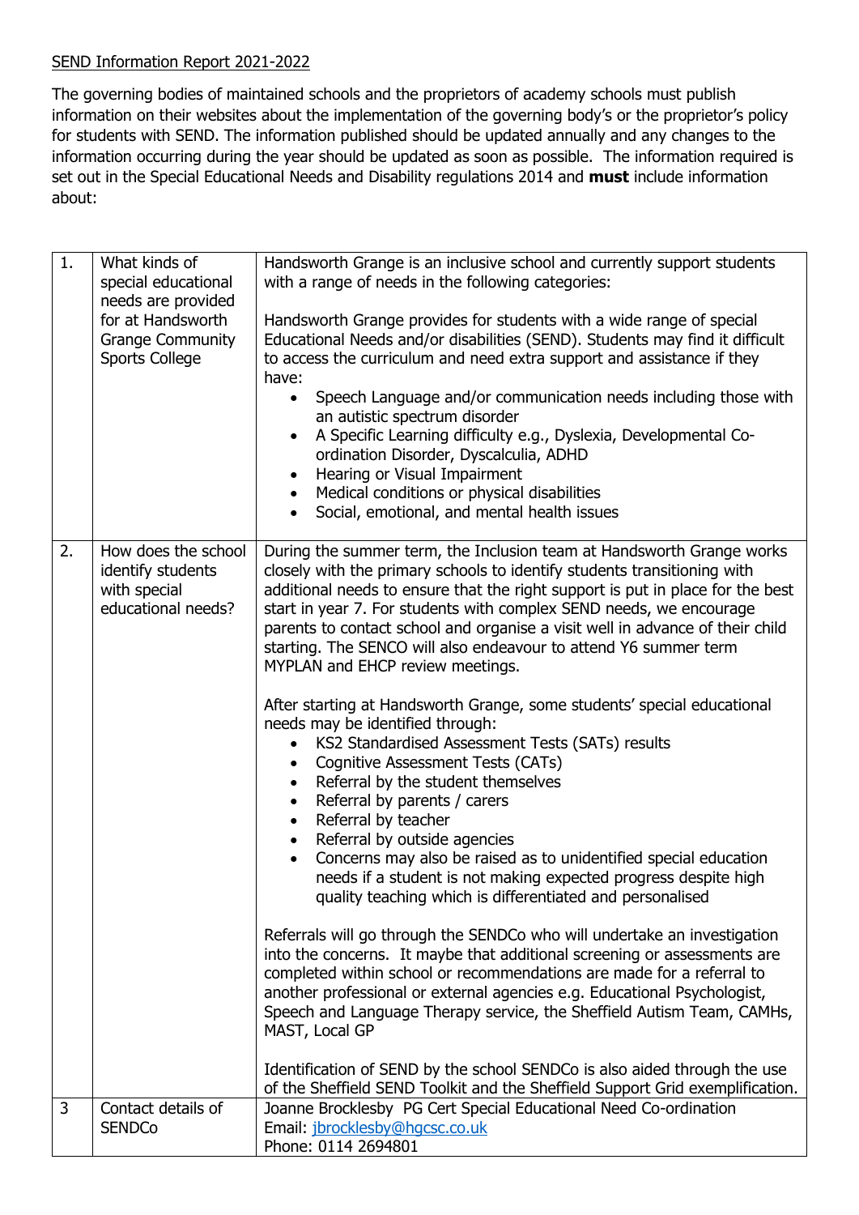SEND Information Report 2021-2022

The governing bodies of maintained schools and the proprietors of academy schools must publish information on their websites about the implementation of the governing body's or the proprietor's policy for students with SEND. The information published should be updated annually and any changes to the information occurring during the year should be updated as soon as possible. The information required is set out in the Special Educational Needs and Disability regulations 2014 and **must** include information about:

| | | |
|---|---|---|
| 1. | What kinds of special educational needs are provided for at Handsworth Grange Community Sports College | Handsworth Grange is an inclusive school and currently support students with a range of needs in the following categories:<br><br>Handsworth Grange provides for students with a wide range of special Educational Needs and/or disabilities (SEND). Students may find it difficult to access the curriculum and need extra support and assistance if they have:<br>• Speech Language and/or communication needs including those with an autistic spectrum disorder<br>• A Specific Learning difficulty e.g., Dyslexia, Developmental Co-ordination Disorder, Dyscalculia, ADHD<br>• Hearing or Visual Impairment<br>• Medical conditions or physical disabilities<br>• Social, emotional, and mental health issues |
| 2. | How does the school identify students with special educational needs? | During the summer term, the Inclusion team at Handsworth Grange works closely with the primary schools to identify students transitioning with additional needs to ensure that the right support is put in place for the best start in year 7. For students with complex SEND needs, we encourage parents to contact school and organise a visit well in advance of their child starting. The SENCO will also endeavour to attend Y6 summer term MYPLAN and EHCP review meetings.<br><br>After starting at Handsworth Grange, some students' special educational needs may be identified through:<br>• KS2 Standardised Assessment Tests (SATs) results<br>• Cognitive Assessment Tests (CATs)<br>• Referral by the student themselves<br>• Referral by parents / carers<br>• Referral by teacher<br>• Referral by outside agencies<br>• Concerns may also be raised as to unidentified special education needs if a student is not making expected progress despite high quality teaching which is differentiated and personalised<br><br>Referrals will go through the SENDCo who will undertake an investigation into the concerns. It maybe that additional screening or assessments are completed within school or recommendations are made for a referral to another professional or external agencies e.g. Educational Psychologist, Speech and Language Therapy service, the Sheffield Autism Team, CAMHs, MAST, Local GP<br><br>Identification of SEND by the school SENDCo is also aided through the use of the Sheffield SEND Toolkit and the Sheffield Support Grid exemplification. |
| 3 | Contact details of SENDCo | Joanne Brocklesby PG Cert Special Educational Need Co-ordination<br>Email: jbrocklesby@hgcsc.co.uk<br>Phone: 0114 2694801 |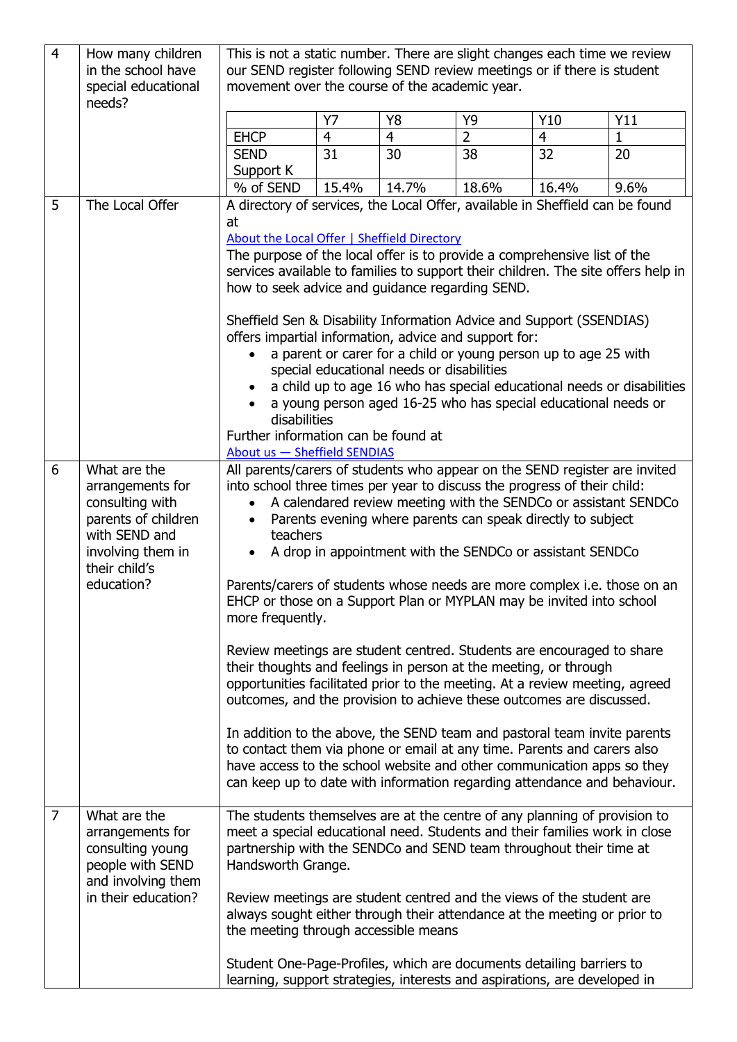| | | |
|---|---|---|
| 4 | How many children in the school have special educational needs? | This is not a static number. There are slight changes each time we review our SEND register following SEND review meetings or if there is student movement over the course of the academic year. |

| | Y7 | Y8 | Y9 | Y10 | Y11 |
|---|---|---|---|---|---|
| EHCP | 4 | 4 | 2 | 4 | 1 |
| SEND Support K | 31 | 30 | 38 | 32 | 20 |
| % of SEND | 15.4% | 14.7% | 18.6% | 16.4% | 9.6% |

**5 – The Local Offer**

A directory of services, the Local Offer, available in Sheffield can be found at

About the Local Offer | Sheffield Directory

The purpose of the local offer is to provide a comprehensive list of the services available to families to support their children. The site offers help in how to seek advice and guidance regarding SEND.

Sheffield Sen & Disability Information Advice and Support (SSENDIAS) offers impartial information, advice and support for:

- a parent or carer for a child or young person up to age 25 with special educational needs or disabilities
- a child up to age 16 who has special educational needs or disabilities
- a young person aged 16-25 who has special educational needs or disabilities

Further information can be found at

About us — Sheffield SENDIAS

**6 – What are the arrangements for consulting with parents of children with SEND and involving them in their child's education?**

All parents/carers of students who appear on the SEND register are invited into school three times per year to discuss the progress of their child:

- A calendared review meeting with the SENDCo or assistant SENDCo
- Parents evening where parents can speak directly to subject teachers
- A drop in appointment with the SENDCo or assistant SENDCo

Parents/carers of students whose needs are more complex i.e. those on an EHCP or those on a Support Plan or MYPLAN may be invited into school more frequently.

Review meetings are student centred. Students are encouraged to share their thoughts and feelings in person at the meeting, or through opportunities facilitated prior to the meeting. At a review meeting, agreed outcomes, and the provision to achieve these outcomes are discussed.

In addition to the above, the SEND team and pastoral team invite parents to contact them via phone or email at any time. Parents and carers also have access to the school website and other communication apps so they can keep up to date with information regarding attendance and behaviour.

**7 – What are the arrangements for consulting young people with SEND and involving them in their education?**

The students themselves are at the centre of any planning of provision to meet a special educational need. Students and their families work in close partnership with the SENDCo and SEND team throughout their time at Handsworth Grange.

Review meetings are student centred and the views of the student are always sought either through their attendance at the meeting or prior to the meeting through accessible means

Student One-Page-Profiles, which are documents detailing barriers to learning, support strategies, interests and aspirations, are developed in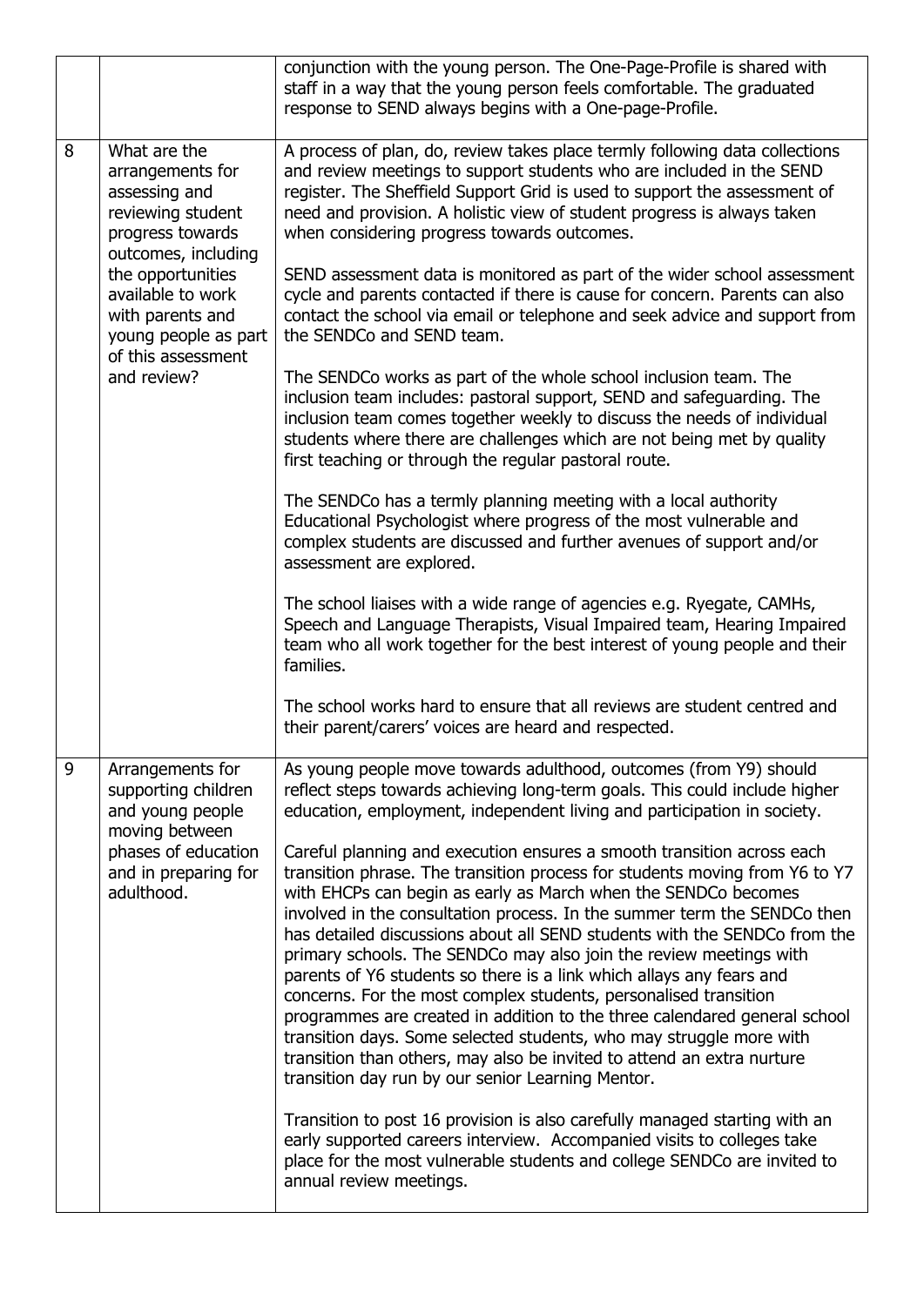| | | |
|---|---|---|
| | | conjunction with the young person. The One-Page-Profile is shared with staff in a way that the young person feels comfortable. The graduated response to SEND always begins with a One-page-Profile. |
| 8 | What are the arrangements for assessing and reviewing student progress towards outcomes, including the opportunities available to work with parents and young people as part of this assessment and review? | A process of plan, do, review takes place termly following data collections and review meetings to support students who are included in the SEND register. The Sheffield Support Grid is used to support the assessment of need and provision. A holistic view of student progress is always taken when considering progress towards outcomes.<br><br>SEND assessment data is monitored as part of the wider school assessment cycle and parents contacted if there is cause for concern. Parents can also contact the school via email or telephone and seek advice and support from the SENDCo and SEND team.<br><br>The SENDCo works as part of the whole school inclusion team. The inclusion team includes: pastoral support, SEND and safeguarding. The inclusion team comes together weekly to discuss the needs of individual students where there are challenges which are not being met by quality first teaching or through the regular pastoral route.<br><br>The SENDCo has a termly planning meeting with a local authority Educational Psychologist where progress of the most vulnerable and complex students are discussed and further avenues of support and/or assessment are explored.<br><br>The school liaises with a wide range of agencies e.g. Ryegate, CAMHs, Speech and Language Therapists, Visual Impaired team, Hearing Impaired team who all work together for the best interest of young people and their families.<br><br>The school works hard to ensure that all reviews are student centred and their parent/carers' voices are heard and respected. |
| 9 | Arrangements for supporting children and young people moving between phases of education and in preparing for adulthood. | As young people move towards adulthood, outcomes (from Y9) should reflect steps towards achieving long-term goals. This could include higher education, employment, independent living and participation in society.<br><br>Careful planning and execution ensures a smooth transition across each transition phrase. The transition process for students moving from Y6 to Y7 with EHCPs can begin as early as March when the SENDCo becomes involved in the consultation process. In the summer term the SENDCo then has detailed discussions about all SEND students with the SENDCo from the primary schools. The SENDCo may also join the review meetings with parents of Y6 students so there is a link which allays any fears and concerns. For the most complex students, personalised transition programmes are created in addition to the three calendared general school transition days. Some selected students, who may struggle more with transition than others, may also be invited to attend an extra nurture transition day run by our senior Learning Mentor.<br><br>Transition to post 16 provision is also carefully managed starting with an early supported careers interview. Accompanied visits to colleges take place for the most vulnerable students and college SENDCo are invited to annual review meetings. |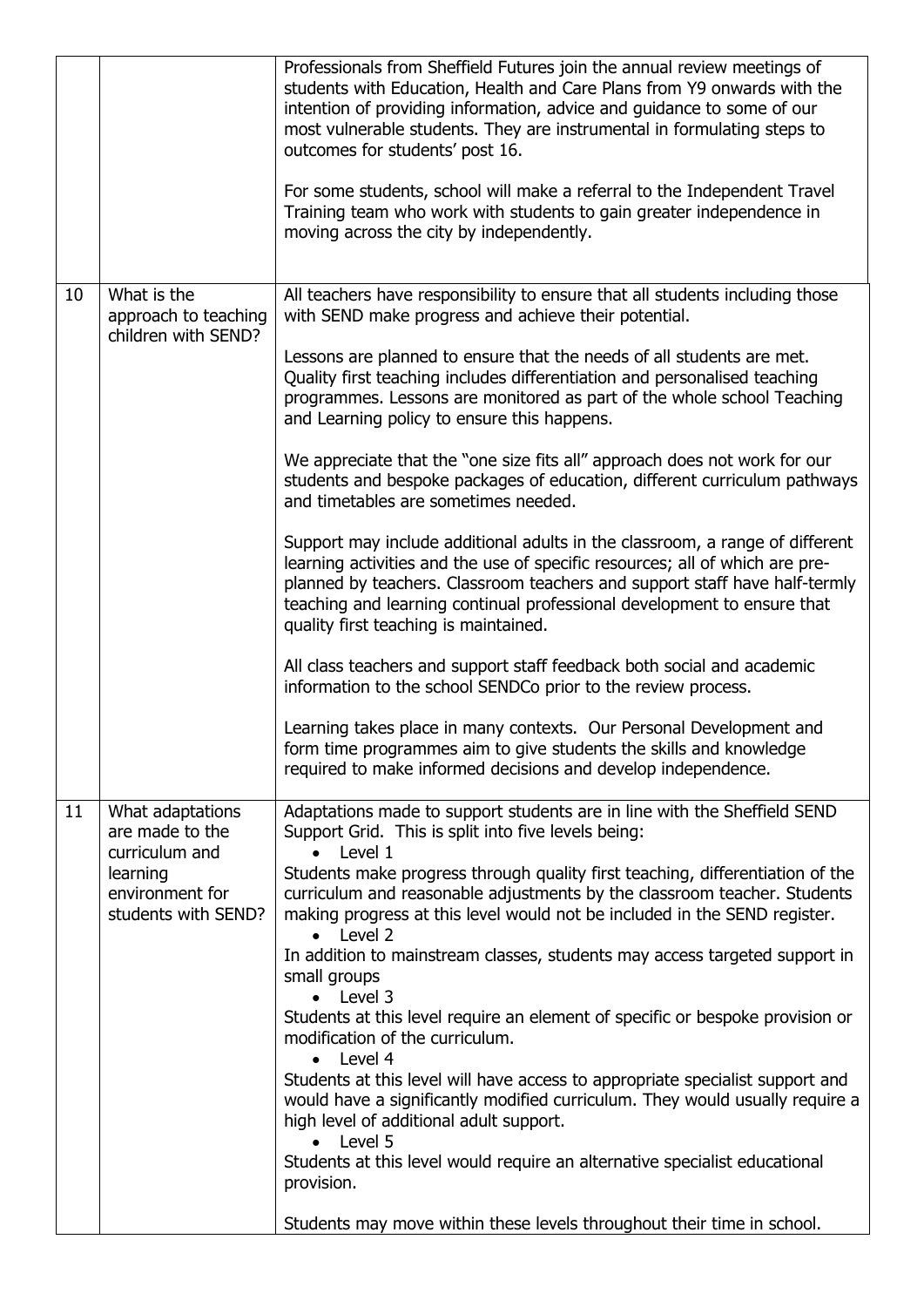| | | |
|---|---|---|
| | | Professionals from Sheffield Futures join the annual review meetings of students with Education, Health and Care Plans from Y9 onwards with the intention of providing information, advice and guidance to some of our most vulnerable students. They are instrumental in formulating steps to outcomes for students' post 16.<br><br>For some students, school will make a referral to the Independent Travel Training team who work with students to gain greater independence in moving across the city by independently. |
| 10 | What is the approach to teaching children with SEND? | All teachers have responsibility to ensure that all students including those with SEND make progress and achieve their potential.<br><br>Lessons are planned to ensure that the needs of all students are met. Quality first teaching includes differentiation and personalised teaching programmes. Lessons are monitored as part of the whole school Teaching and Learning policy to ensure this happens.<br><br>We appreciate that the "one size fits all" approach does not work for our students and bespoke packages of education, different curriculum pathways and timetables are sometimes needed.<br><br>Support may include additional adults in the classroom, a range of different learning activities and the use of specific resources; all of which are pre-planned by teachers. Classroom teachers and support staff have half-termly teaching and learning continual professional development to ensure that quality first teaching is maintained.<br><br>All class teachers and support staff feedback both social and academic information to the school SENDCo prior to the review process.<br><br>Learning takes place in many contexts. Our Personal Development and form time programmes aim to give students the skills and knowledge required to make informed decisions and develop independence. |
| 11 | What adaptations are made to the curriculum and learning environment for students with SEND? | Adaptations made to support students are in line with the Sheffield SEND Support Grid. This is split into five levels being:<br>• Level 1<br>Students make progress through quality first teaching, differentiation of the curriculum and reasonable adjustments by the classroom teacher. Students making progress at this level would not be included in the SEND register.<br>• Level 2<br>In addition to mainstream classes, students may access targeted support in small groups<br>• Level 3<br>Students at this level require an element of specific or bespoke provision or modification of the curriculum.<br>• Level 4<br>Students at this level will have access to appropriate specialist support and would have a significantly modified curriculum. They would usually require a high level of additional adult support.<br>• Level 5<br>Students at this level would require an alternative specialist educational provision.<br><br>Students may move within these levels throughout their time in school. |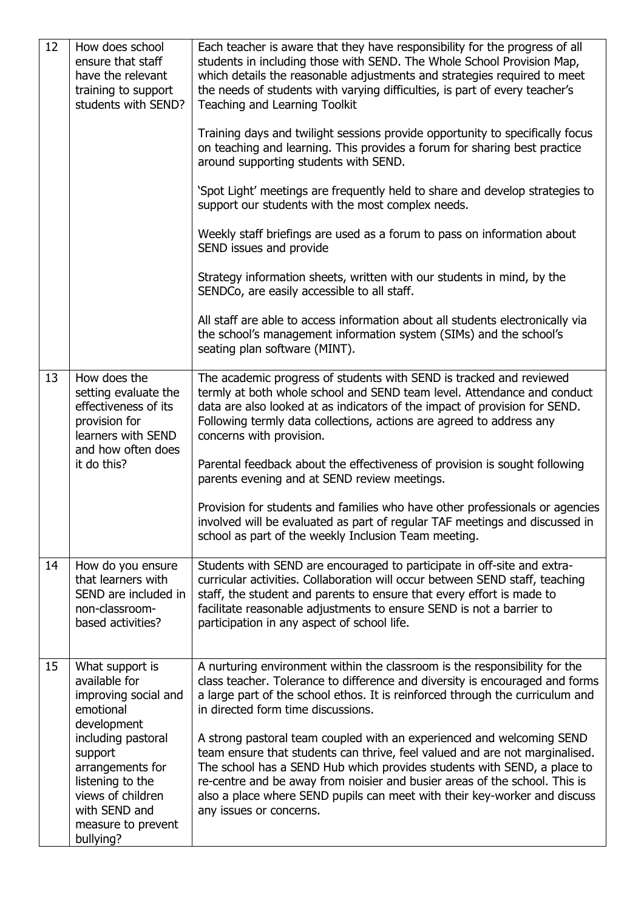| | | |
|---|---|---|
| 12 | How does school ensure that staff have the relevant training to support students with SEND? | Each teacher is aware that they have responsibility for the progress of all students in including those with SEND. The Whole School Provision Map, which details the reasonable adjustments and strategies required to meet the needs of students with varying difficulties, is part of every teacher's Teaching and Learning Toolkit<br><br>Training days and twilight sessions provide opportunity to specifically focus on teaching and learning. This provides a forum for sharing best practice around supporting students with SEND.<br><br>'Spot Light' meetings are frequently held to share and develop strategies to support our students with the most complex needs.<br><br>Weekly staff briefings are used as a forum to pass on information about SEND issues and provide<br><br>Strategy information sheets, written with our students in mind, by the SENDCo, are easily accessible to all staff.<br><br>All staff are able to access information about all students electronically via the school's management information system (SIMs) and the school's seating plan software (MINT). |
| 13 | How does the setting evaluate the effectiveness of its provision for learners with SEND and how often does it do this? | The academic progress of students with SEND is tracked and reviewed termly at both whole school and SEND team level. Attendance and conduct data are also looked at as indicators of the impact of provision for SEND. Following termly data collections, actions are agreed to address any concerns with provision.<br><br>Parental feedback about the effectiveness of provision is sought following parents evening and at SEND review meetings.<br><br>Provision for students and families who have other professionals or agencies involved will be evaluated as part of regular TAF meetings and discussed in school as part of the weekly Inclusion Team meeting. |
| 14 | How do you ensure that learners with SEND are included in non-classroom-based activities? | Students with SEND are encouraged to participate in off-site and extra-curricular activities. Collaboration will occur between SEND staff, teaching staff, the student and parents to ensure that every effort is made to facilitate reasonable adjustments to ensure SEND is not a barrier to participation in any aspect of school life. |
| 15 | What support is available for improving social and emotional development including pastoral support arrangements for listening to the views of children with SEND and measure to prevent bullying? | A nurturing environment within the classroom is the responsibility for the class teacher. Tolerance to difference and diversity is encouraged and forms a large part of the school ethos. It is reinforced through the curriculum and in directed form time discussions.<br><br>A strong pastoral team coupled with an experienced and welcoming SEND team ensure that students can thrive, feel valued and are not marginalised. The school has a SEND Hub which provides students with SEND, a place to re-centre and be away from noisier and busier areas of the school. This is also a place where SEND pupils can meet with their key-worker and discuss any issues or concerns. |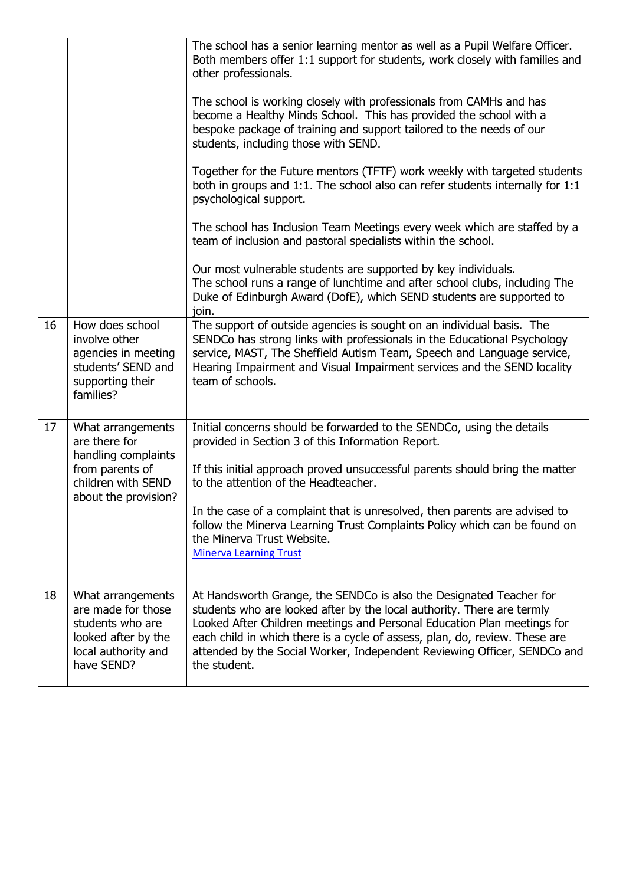| | | |
|---|---|---|
| | | The school has a senior learning mentor as well as a Pupil Welfare Officer. Both members offer 1:1 support for students, work closely with families and other professionals.<br><br>The school is working closely with professionals from CAMHs and has become a Healthy Minds School. This has provided the school with a bespoke package of training and support tailored to the needs of our students, including those with SEND.<br><br>Together for the Future mentors (TFTF) work weekly with targeted students both in groups and 1:1. The school also can refer students internally for 1:1 psychological support.<br><br>The school has Inclusion Team Meetings every week which are staffed by a team of inclusion and pastoral specialists within the school.<br><br>Our most vulnerable students are supported by key individuals.<br>The school runs a range of lunchtime and after school clubs, including The Duke of Edinburgh Award (DofE), which SEND students are supported to join. |
| 16 | How does school involve other agencies in meeting students' SEND and supporting their families? | The support of outside agencies is sought on an individual basis. The SENDCo has strong links with professionals in the Educational Psychology service, MAST, The Sheffield Autism Team, Speech and Language service, Hearing Impairment and Visual Impairment services and the SEND locality team of schools. |
| 17 | What arrangements are there for handling complaints from parents of children with SEND about the provision? | Initial concerns should be forwarded to the SENDCo, using the details provided in Section 3 of this Information Report.<br><br>If this initial approach proved unsuccessful parents should bring the matter to the attention of the Headteacher.<br><br>In the case of a complaint that is unresolved, then parents are advised to follow the Minerva Learning Trust Complaints Policy which can be found on the Minerva Trust Website.<br>Minerva Learning Trust |
| 18 | What arrangements are made for those students who are looked after by the local authority and have SEND? | At Handsworth Grange, the SENDCo is also the Designated Teacher for students who are looked after by the local authority. There are termly Looked After Children meetings and Personal Education Plan meetings for each child in which there is a cycle of assess, plan, do, review. These are attended by the Social Worker, Independent Reviewing Officer, SENDCo and the student. |